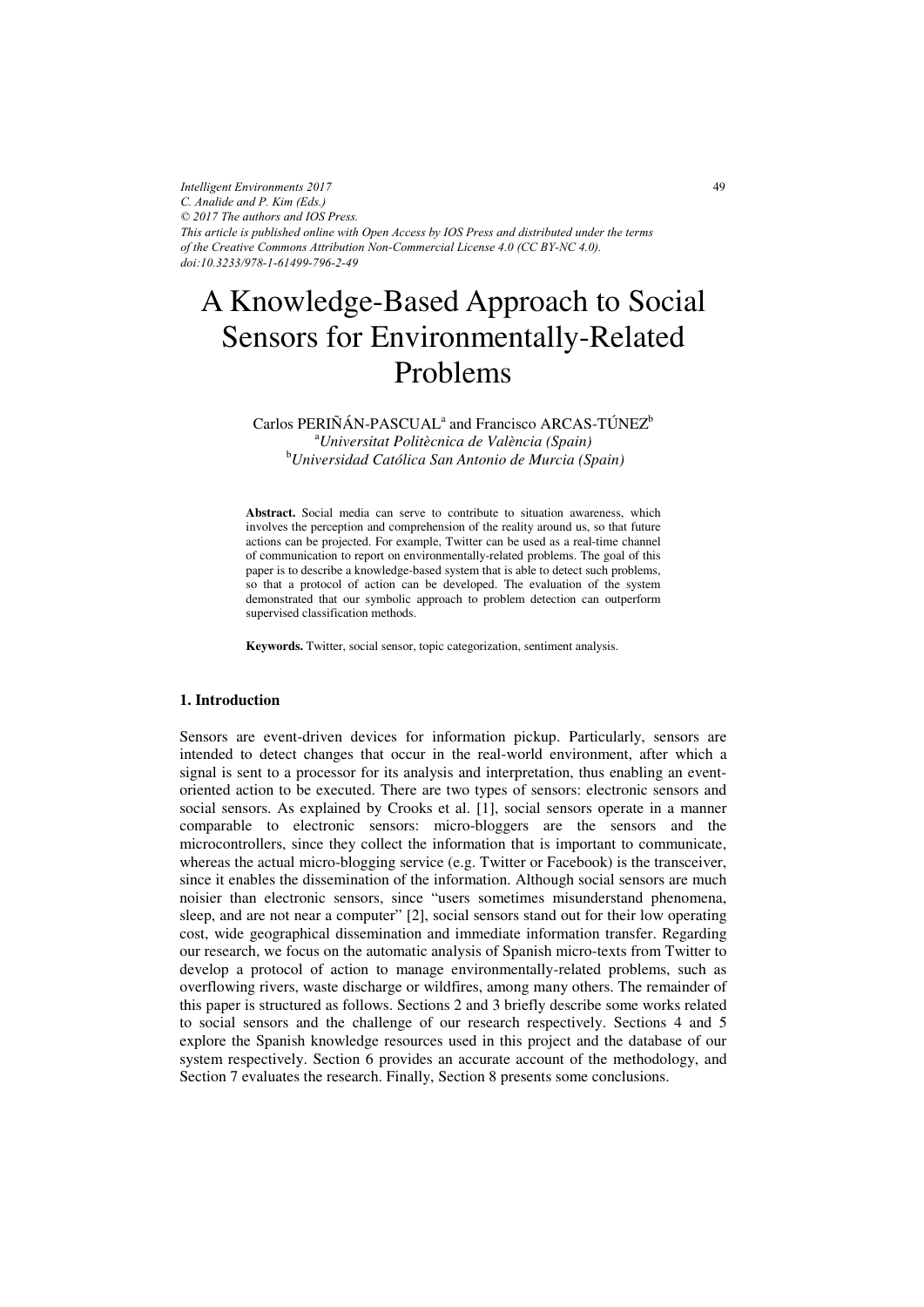*Intelligent Environments 2017*
*C. Analide and P. Kim (Eds.)*
*© 2017 The authors and IOS Press.*
*This article is published online with Open Access by IOS Press and distributed under the terms of the Creative Commons Attribution Non-Commercial License 4.0 (CC BY-NC 4.0).*
*doi:10.3233/978-1-61499-796-2-49*

# A Knowledge-Based Approach to Social Sensors for Environmentally-Related Problems

Carlos PERIÑÁN-PASCUAL[a] and Francisco ARCAS-TÚNEZ[b]

[a]*Universitat Politècnica de València (Spain)*

[b]*Universidad Católica San Antonio de Murcia (Spain)*

**Abstract.** Social media can serve to contribute to situation awareness, which involves the perception and comprehension of the reality around us, so that future actions can be projected. For example, Twitter can be used as a real-time channel of communication to report on environmentally-related problems. The goal of this paper is to describe a knowledge-based system that is able to detect such problems, so that a protocol of action can be developed. The evaluation of the system demonstrated that our symbolic approach to problem detection can outperform supervised classification methods.

**Keywords.** Twitter, social sensor, topic categorization, sentiment analysis.

## 1. Introduction

Sensors are event-driven devices for information pickup. Particularly, sensors are intended to detect changes that occur in the real-world environment, after which a signal is sent to a processor for its analysis and interpretation, thus enabling an event-oriented action to be executed. There are two types of sensors: electronic sensors and social sensors. As explained by Crooks et al. [1], social sensors operate in a manner comparable to electronic sensors: micro-bloggers are the sensors and the microcontrollers, since they collect the information that is important to communicate, whereas the actual micro-blogging service (e.g. Twitter or Facebook) is the transceiver, since it enables the dissemination of the information. Although social sensors are much noisier than electronic sensors, since "users sometimes misunderstand phenomena, sleep, and are not near a computer" [2], social sensors stand out for their low operating cost, wide geographical dissemination and immediate information transfer. Regarding our research, we focus on the automatic analysis of Spanish micro-texts from Twitter to develop a protocol of action to manage environmentally-related problems, such as overflowing rivers, waste discharge or wildfires, among many others. The remainder of this paper is structured as follows. Sections 2 and 3 briefly describe some works related to social sensors and the challenge of our research respectively. Sections 4 and 5 explore the Spanish knowledge resources used in this project and the database of our system respectively. Section 6 provides an accurate account of the methodology, and Section 7 evaluates the research. Finally, Section 8 presents some conclusions.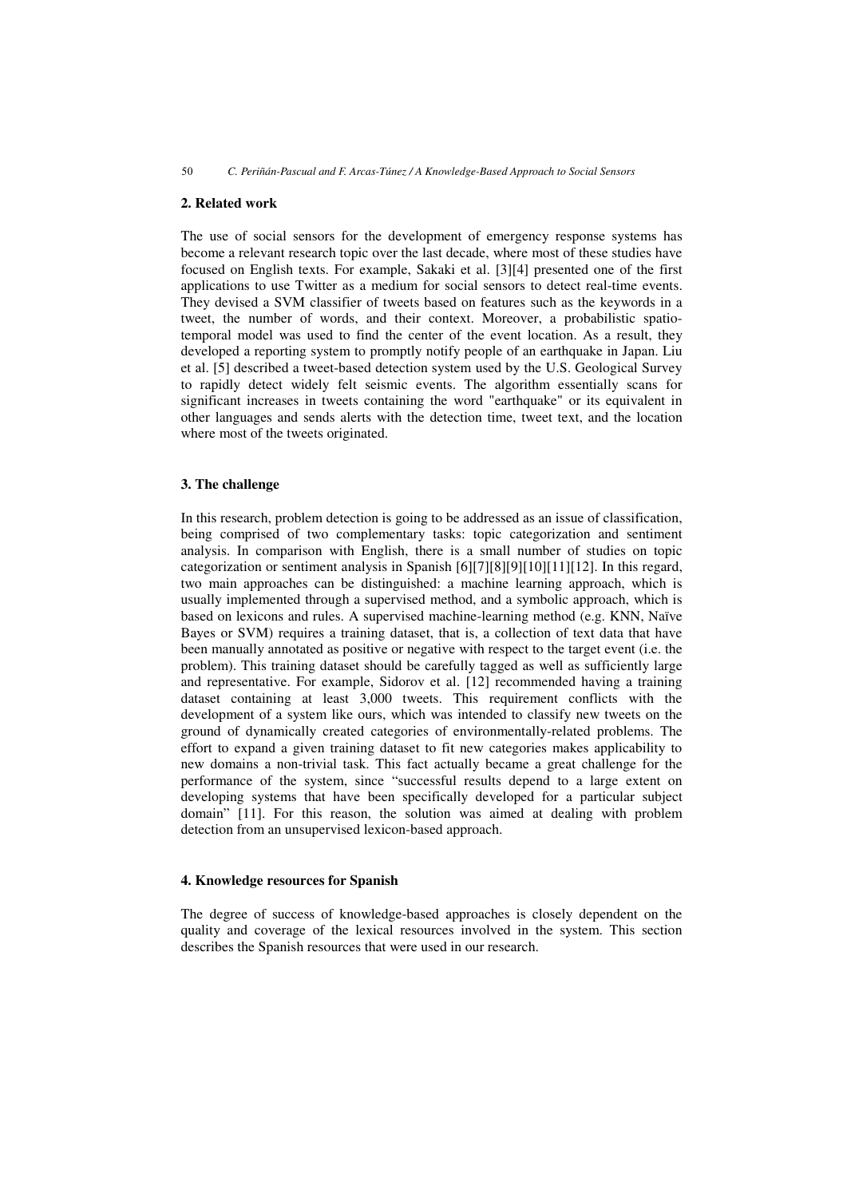## 2. Related work

The use of social sensors for the development of emergency response systems has become a relevant research topic over the last decade, where most of these studies have focused on English texts. For example, Sakaki et al. [3][4] presented one of the first applications to use Twitter as a medium for social sensors to detect real-time events. They devised a SVM classifier of tweets based on features such as the keywords in a tweet, the number of words, and their context. Moreover, a probabilistic spatio-temporal model was used to find the center of the event location. As a result, they developed a reporting system to promptly notify people of an earthquake in Japan. Liu et al. [5] described a tweet-based detection system used by the U.S. Geological Survey to rapidly detect widely felt seismic events. The algorithm essentially scans for significant increases in tweets containing the word "earthquake" or its equivalent in other languages and sends alerts with the detection time, tweet text, and the location where most of the tweets originated.

## 3. The challenge

In this research, problem detection is going to be addressed as an issue of classification, being comprised of two complementary tasks: topic categorization and sentiment analysis. In comparison with English, there is a small number of studies on topic categorization or sentiment analysis in Spanish [6][7][8][9][10][11][12]. In this regard, two main approaches can be distinguished: a machine learning approach, which is usually implemented through a supervised method, and a symbolic approach, which is based on lexicons and rules. A supervised machine-learning method (e.g. KNN, Naïve Bayes or SVM) requires a training dataset, that is, a collection of text data that have been manually annotated as positive or negative with respect to the target event (i.e. the problem). This training dataset should be carefully tagged as well as sufficiently large and representative. For example, Sidorov et al. [12] recommended having a training dataset containing at least 3,000 tweets. This requirement conflicts with the development of a system like ours, which was intended to classify new tweets on the ground of dynamically created categories of environmentally-related problems. The effort to expand a given training dataset to fit new categories makes applicability to new domains a non-trivial task. This fact actually became a great challenge for the performance of the system, since "successful results depend to a large extent on developing systems that have been specifically developed for a particular subject domain" [11]. For this reason, the solution was aimed at dealing with problem detection from an unsupervised lexicon-based approach.

## 4. Knowledge resources for Spanish

The degree of success of knowledge-based approaches is closely dependent on the quality and coverage of the lexical resources involved in the system. This section describes the Spanish resources that were used in our research.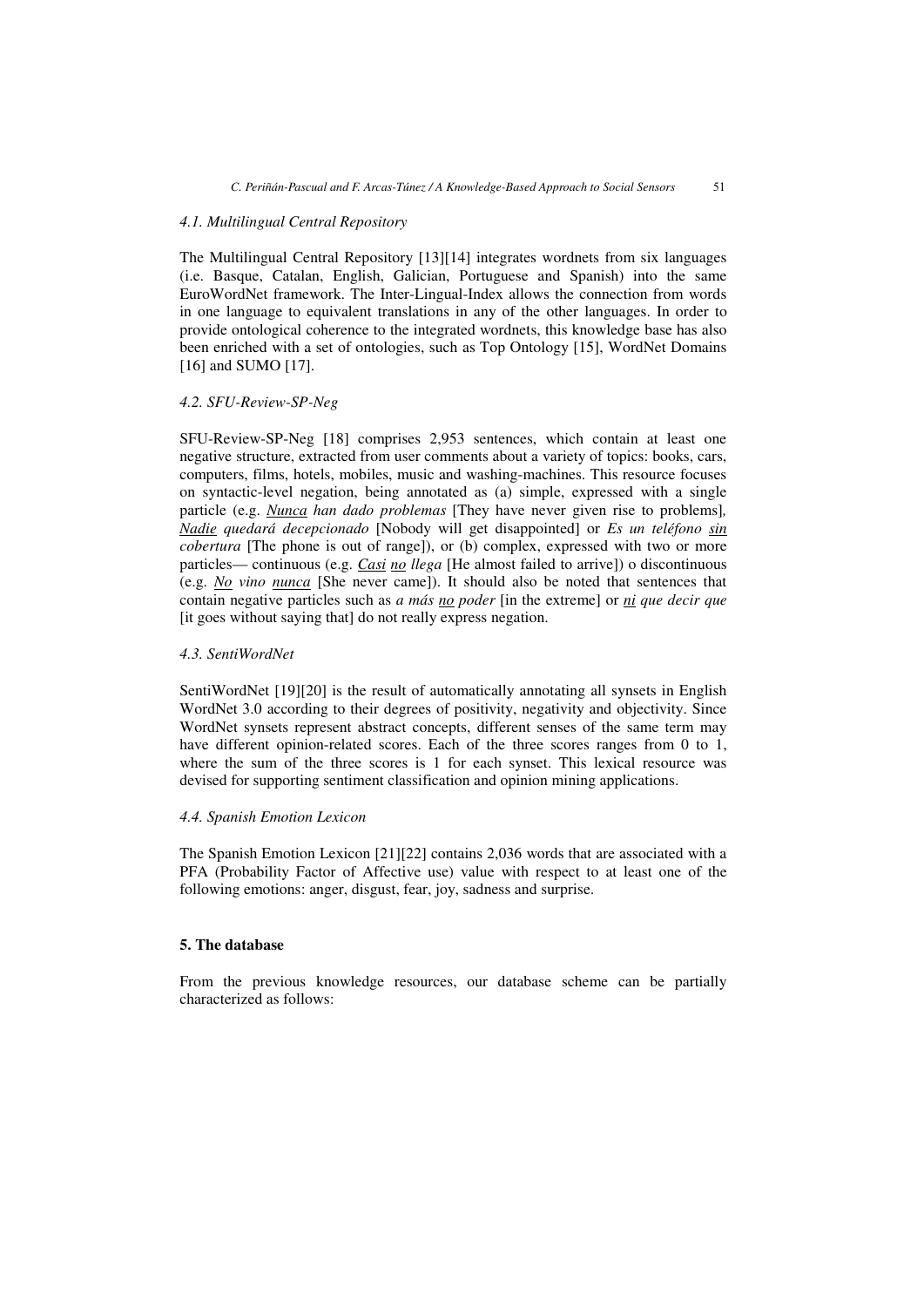### *4.1. Multilingual Central Repository*

The Multilingual Central Repository [13][14] integrates wordnets from six languages (i.e. Basque, Catalan, English, Galician, Portuguese and Spanish) into the same EuroWordNet framework. The Inter-Lingual-Index allows the connection from words in one language to equivalent translations in any of the other languages. In order to provide ontological coherence to the integrated wordnets, this knowledge base has also been enriched with a set of ontologies, such as Top Ontology [15], WordNet Domains [16] and SUMO [17].

### *4.2. SFU-Review-SP-Neg*

SFU-Review-SP-Neg [18] comprises 2,953 sentences, which contain at least one negative structure, extracted from user comments about a variety of topics: books, cars, computers, films, hotels, mobiles, music and washing-machines. This resource focuses on syntactic-level negation, being annotated as (a) simple, expressed with a single particle (e.g. *<u>Nunca</u> han dado problemas* [They have never given rise to problems], *<u>Nadie</u> quedará decepcionado* [Nobody will get disappointed] or *Es un teléfono <u>sin</u> cobertura* [The phone is out of range]), or (b) complex, expressed with two or more particles— continuous (e.g. *<u>Casi</u> <u>no</u> llega* [He almost failed to arrive]) o discontinuous (e.g. *<u>No</u> vino <u>nunca</u>* [She never came]). It should also be noted that sentences that contain negative particles such as *a más <u>no</u> poder* [in the extreme] or *<u>ni</u> que decir que* [it goes without saying that] do not really express negation.

### *4.3. SentiWordNet*

SentiWordNet [19][20] is the result of automatically annotating all synsets in English WordNet 3.0 according to their degrees of positivity, negativity and objectivity. Since WordNet synsets represent abstract concepts, different senses of the same term may have different opinion-related scores. Each of the three scores ranges from 0 to 1, where the sum of the three scores is 1 for each synset. This lexical resource was devised for supporting sentiment classification and opinion mining applications.

### *4.4. Spanish Emotion Lexicon*

The Spanish Emotion Lexicon [21][22] contains 2,036 words that are associated with a PFA (Probability Factor of Affective use) value with respect to at least one of the following emotions: anger, disgust, fear, joy, sadness and surprise.

## **5. The database**

From the previous knowledge resources, our database scheme can be partially characterized as follows: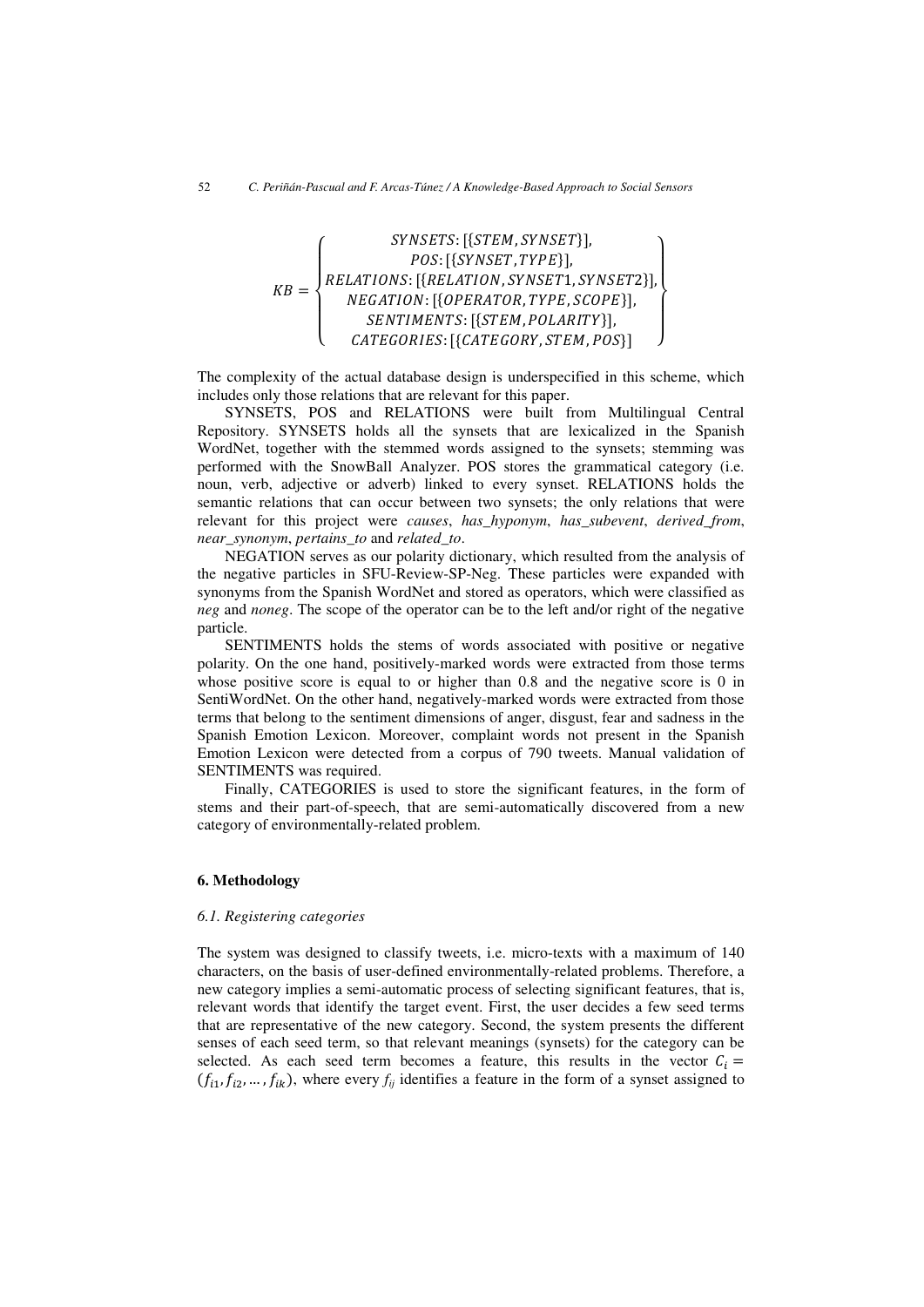$$
KB = \left\{ \begin{array}{c} SYNSETS: [\{STEM, SYNSET\}], \\ POS: [\{SYNSET, TYPE\}], \\ RELATIONS: [\{RELATION, SYNSET1, SYNSET2\}], \\ NEGATION: [\{OPERATOR, TYPE, SCOPE\}], \\ SENTIMENTS: [\{STEM, POLARITY\}], \\ CATEGORIES: [\{CATEGORY, STEM, POS\}] \end{array} \right\}
$$

The complexity of the actual database design is underspecified in this scheme, which includes only those relations that are relevant for this paper.

SYNSETS, POS and RELATIONS were built from Multilingual Central Repository. SYNSETS holds all the synsets that are lexicalized in the Spanish WordNet, together with the stemmed words assigned to the synsets; stemming was performed with the SnowBall Analyzer. POS stores the grammatical category (i.e. noun, verb, adjective or adverb) linked to every synset. RELATIONS holds the semantic relations that can occur between two synsets; the only relations that were relevant for this project were *causes*, *has_hyponym*, *has_subevent*, *derived_from*, *near_synonym*, *pertains_to* and *related_to*.

NEGATION serves as our polarity dictionary, which resulted from the analysis of the negative particles in SFU-Review-SP-Neg. These particles were expanded with synonyms from the Spanish WordNet and stored as operators, which were classified as *neg* and *noneg*. The scope of the operator can be to the left and/or right of the negative particle.

SENTIMENTS holds the stems of words associated with positive or negative polarity. On the one hand, positively-marked words were extracted from those terms whose positive score is equal to or higher than 0.8 and the negative score is 0 in SentiWordNet. On the other hand, negatively-marked words were extracted from those terms that belong to the sentiment dimensions of anger, disgust, fear and sadness in the Spanish Emotion Lexicon. Moreover, complaint words not present in the Spanish Emotion Lexicon were detected from a corpus of 790 tweets. Manual validation of SENTIMENTS was required.

Finally, CATEGORIES is used to store the significant features, in the form of stems and their part-of-speech, that are semi-automatically discovered from a new category of environmentally-related problem.

## 6. Methodology

### *6.1. Registering categories*

The system was designed to classify tweets, i.e. micro-texts with a maximum of 140 characters, on the basis of user-defined environmentally-related problems. Therefore, a new category implies a semi-automatic process of selecting significant features, that is, relevant words that identify the target event. First, the user decides a few seed terms that are representative of the new category. Second, the system presents the different senses of each seed term, so that relevant meanings (synsets) for the category can be selected. As each seed term becomes a feature, this results in the vector $C_i = (f_{i1}, f_{i2}, \dots, f_{ik})$, where every $f_{ij}$ identifies a feature in the form of a synset assigned to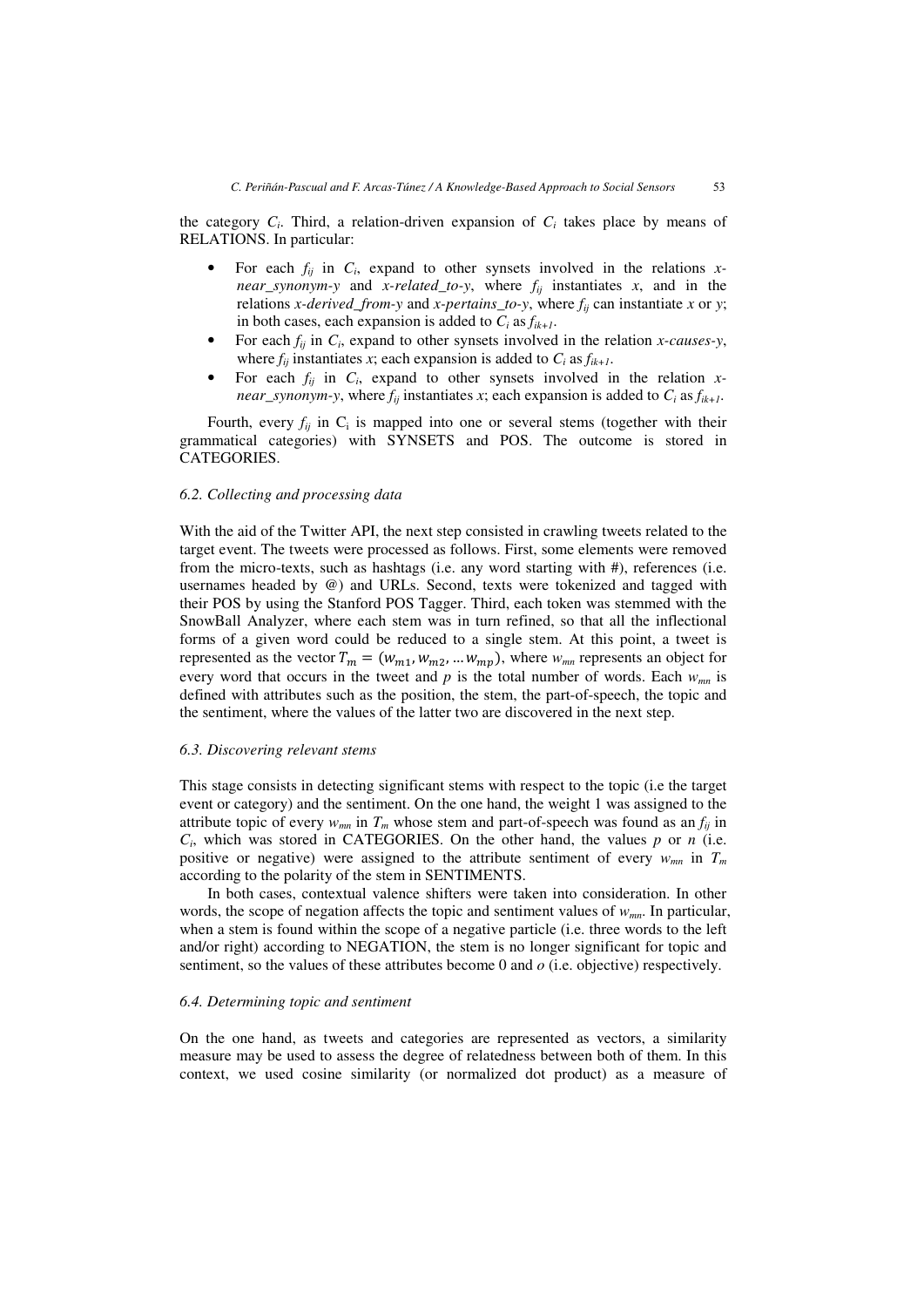the category $C_i$. Third, a relation-driven expansion of $C_i$ takes place by means of RELATIONS. In particular:

- For each $f_{ij}$ in $C_i$, expand to other synsets involved in the relations *x-near_synonym-y* and *x-related_to-y*, where $f_{ij}$ instantiates *x*, and in the relations *x-derived_from-y* and *x-pertains_to-y*, where $f_{ij}$ can instantiate *x* or *y*; in both cases, each expansion is added to $C_i$ as $f_{ik+1}$.
- For each $f_{ij}$ in $C_i$, expand to other synsets involved in the relation *x-causes-y*, where $f_{ij}$ instantiates *x*; each expansion is added to $C_i$ as $f_{ik+1}$.
- For each $f_{ij}$ in $C_i$, expand to other synsets involved in the relation *x-near_synonym-y*, where $f_{ij}$ instantiates *x*; each expansion is added to $C_i$ as $f_{ik+1}$.

Fourth, every $f_{ij}$ in $C_i$ is mapped into one or several stems (together with their grammatical categories) with SYNSETS and POS. The outcome is stored in CATEGORIES.

### *6.2. Collecting and processing data*

With the aid of the Twitter API, the next step consisted in crawling tweets related to the target event. The tweets were processed as follows. First, some elements were removed from the micro-texts, such as hashtags (i.e. any word starting with #), references (i.e. usernames headed by @) and URLs. Second, texts were tokenized and tagged with their POS by using the Stanford POS Tagger. Third, each token was stemmed with the SnowBall Analyzer, where each stem was in turn refined, so that all the inflectional forms of a given word could be reduced to a single stem. At this point, a tweet is represented as the vector $T_m = (w_{m1}, w_{m2}, \ldots w_{mp})$, where $w_{mn}$ represents an object for every word that occurs in the tweet and *p* is the total number of words. Each $w_{mn}$ is defined with attributes such as the position, the stem, the part-of-speech, the topic and the sentiment, where the values of the latter two are discovered in the next step.

### *6.3. Discovering relevant stems*

This stage consists in detecting significant stems with respect to the topic (i.e the target event or category) and the sentiment. On the one hand, the weight 1 was assigned to the attribute topic of every $w_{mn}$ in $T_m$ whose stem and part-of-speech was found as an $f_{ij}$ in $C_i$, which was stored in CATEGORIES. On the other hand, the values *p* or *n* (i.e. positive or negative) were assigned to the attribute sentiment of every $w_{mn}$ in $T_m$ according to the polarity of the stem in SENTIMENTS.

In both cases, contextual valence shifters were taken into consideration. In other words, the scope of negation affects the topic and sentiment values of $w_{mn}$. In particular, when a stem is found within the scope of a negative particle (i.e. three words to the left and/or right) according to NEGATION, the stem is no longer significant for topic and sentiment, so the values of these attributes become 0 and *o* (i.e. objective) respectively.

### *6.4. Determining topic and sentiment*

On the one hand, as tweets and categories are represented as vectors, a similarity measure may be used to assess the degree of relatedness between both of them. In this context, we used cosine similarity (or normalized dot product) as a measure of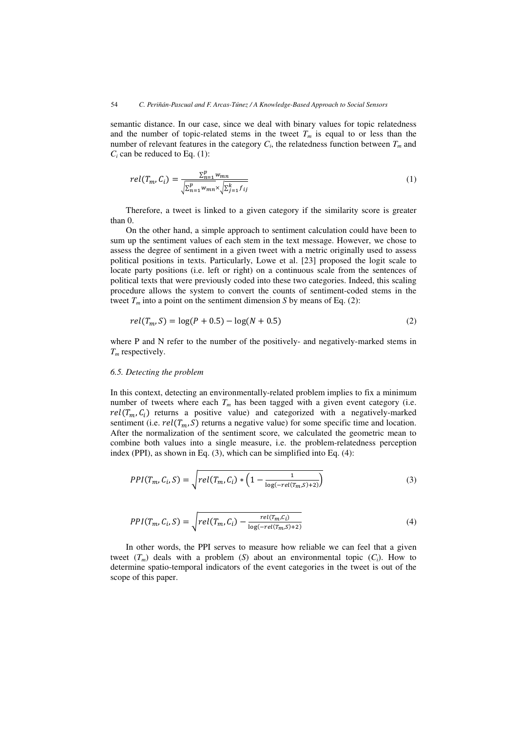semantic distance. In our case, since we deal with binary values for topic relatedness and the number of topic-related stems in the tweet $T_m$ is equal to or less than the number of relevant features in the category $C_i$, the relatedness function between $T_m$ and $C_i$ can be reduced to Eq. (1):

$$rel(T_m, C_i) = \frac{\sum_{n=1}^{p} w_{mn}}{\sqrt{\sum_{n=1}^{p} w_{mn}} \times \sqrt{\sum_{j=1}^{k} f_{ij}}} \tag{1}$$

Therefore, a tweet is linked to a given category if the similarity score is greater than 0.

On the other hand, a simple approach to sentiment calculation could have been to sum up the sentiment values of each stem in the text message. However, we chose to assess the degree of sentiment in a given tweet with a metric originally used to assess political positions in texts. Particularly, Lowe et al. [23] proposed the logit scale to locate party positions (i.e. left or right) on a continuous scale from the sentences of political texts that were previously coded into these two categories. Indeed, this scaling procedure allows the system to convert the counts of sentiment-coded stems in the tweet $T_m$ into a point on the sentiment dimension *S* by means of Eq. (2):

$$rel(T_m, S) = \log(P + 0.5) - \log(N + 0.5) \tag{2}$$

where P and N refer to the number of the positively- and negatively-marked stems in $T_m$ respectively.

### *6.5. Detecting the problem*

In this context, detecting an environmentally-related problem implies to fix a minimum number of tweets where each $T_m$ has been tagged with a given event category (i.e. $rel(T_m, C_i)$ returns a positive value) and categorized with a negatively-marked sentiment (i.e. $rel(T_m, S)$ returns a negative value) for some specific time and location. After the normalization of the sentiment score, we calculated the geometric mean to combine both values into a single measure, i.e. the problem-relatedness perception index (PPI), as shown in Eq. (3), which can be simplified into Eq. (4):

$$PPI(T_m, C_i, S) = \sqrt{rel(T_m, C_i) * \left(1 - \frac{1}{\log(-rel(T_m, S) + 2)}\right)} \tag{3}$$

$$PPI(T_m, C_i, S) = \sqrt{rel(T_m, C_i) - \frac{rel(T_m, C_i)}{\log(-rel(T_m, S) + 2)}} \tag{4}$$

In other words, the PPI serves to measure how reliable we can feel that a given tweet ($T_m$) deals with a problem (*S*) about an environmental topic ($C_i$). How to determine spatio-temporal indicators of the event categories in the tweet is out of the scope of this paper.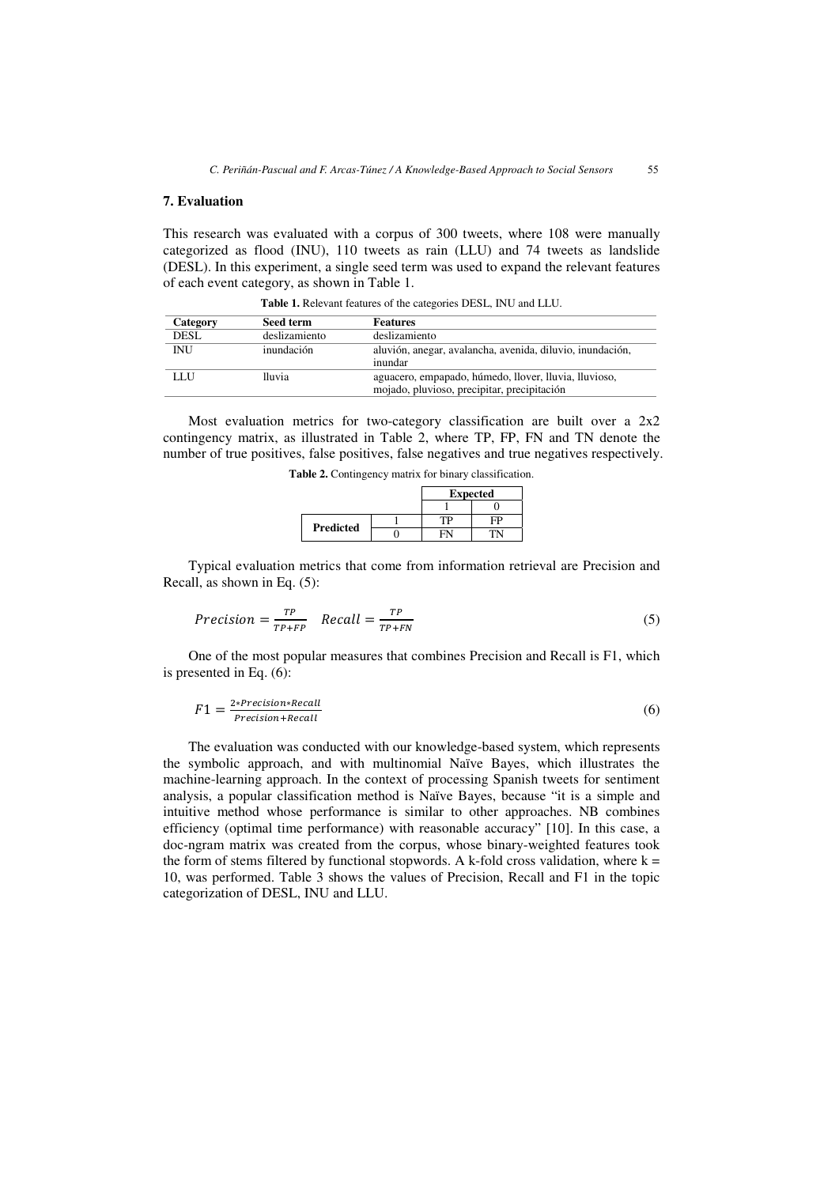## 7. Evaluation

This research was evaluated with a corpus of 300 tweets, where 108 were manually categorized as flood (INU), 110 tweets as rain (LLU) and 74 tweets as landslide (DESL). In this experiment, a single seed term was used to expand the relevant features of each event category, as shown in Table 1.

**Table 1.** Relevant features of the categories DESL, INU and LLU.

| Category | Seed term | Features |
|---|---|---|
| DESL | deslizamiento | deslizamiento |
| INU | inundación | aluvión, anegar, avalancha, avenida, diluvio, inundación, inundar |
| LLU | lluvia | aguacero, empapado, húmedo, llover, lluvia, lluvioso, mojado, pluvioso, precipitar, precipitación |

Most evaluation metrics for two-category classification are built over a 2x2 contingency matrix, as illustrated in Table 2, where TP, FP, FN and TN denote the number of true positives, false positives, false negatives and true negatives respectively.

**Table 2.** Contingency matrix for binary classification.

| | | Expected | |
|---|---|---|---|
| | | 1 | 0 |
| **Predicted** | 1 | TP | FP |
| | 0 | FN | TN |

Typical evaluation metrics that come from information retrieval are Precision and Recall, as shown in Eq. (5):

$$Precision = \frac{TP}{TP+FP} \quad Recall = \frac{TP}{TP+FN} \tag{5}$$

One of the most popular measures that combines Precision and Recall is F1, which is presented in Eq. (6):

$$F1 = \frac{2*Precision*Recall}{Precision+Recall} \tag{6}$$

The evaluation was conducted with our knowledge-based system, which represents the symbolic approach, and with multinomial Naïve Bayes, which illustrates the machine-learning approach. In the context of processing Spanish tweets for sentiment analysis, a popular classification method is Naïve Bayes, because "it is a simple and intuitive method whose performance is similar to other approaches. NB combines efficiency (optimal time performance) with reasonable accuracy" [10]. In this case, a doc-ngram matrix was created from the corpus, whose binary-weighted features took the form of stems filtered by functional stopwords. A k-fold cross validation, where k = 10, was performed. Table 3 shows the values of Precision, Recall and F1 in the topic categorization of DESL, INU and LLU.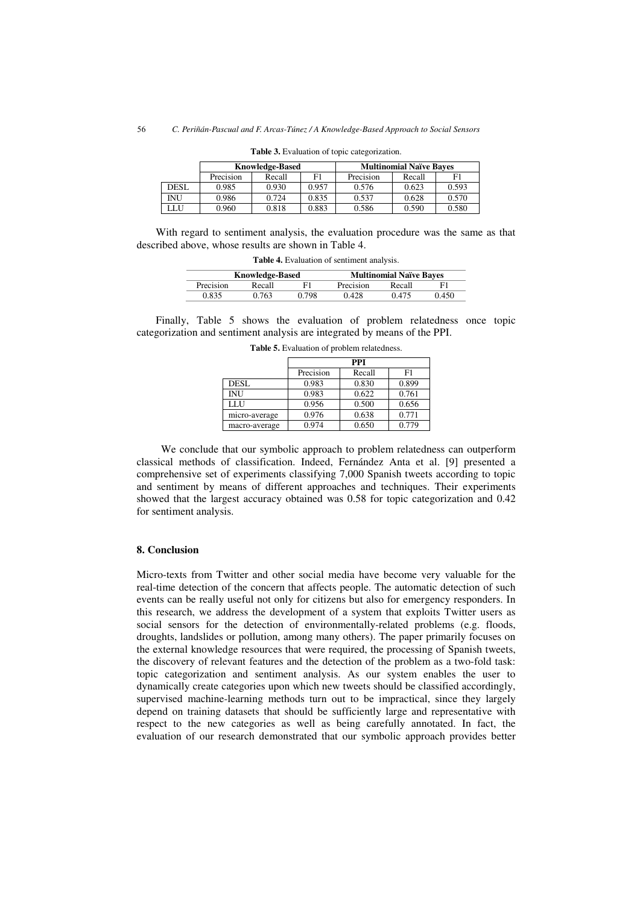**Table 3.** Evaluation of topic categorization.

| | Knowledge-Based | | | Multinomial Naïve Bayes | | |
|---|---|---|---|---|---|---|
| | Precision | Recall | F1 | Precision | Recall | F1 |
| DESL | 0.985 | 0.930 | 0.957 | 0.576 | 0.623 | 0.593 |
| INU | 0.986 | 0.724 | 0.835 | 0.537 | 0.628 | 0.570 |
| LLU | 0.960 | 0.818 | 0.883 | 0.586 | 0.590 | 0.580 |

With regard to sentiment analysis, the evaluation procedure was the same as that described above, whose results are shown in Table 4.

**Table 4.** Evaluation of sentiment analysis.

| Knowledge-Based | | | Multinomial Naïve Bayes | | |
|---|---|---|---|---|---|
| Precision | Recall | F1 | Precision | Recall | F1 |
| 0.835 | 0.763 | 0.798 | 0.428 | 0.475 | 0.450 |

Finally, Table 5 shows the evaluation of problem relatedness once topic categorization and sentiment analysis are integrated by means of the PPI.

**Table 5.** Evaluation of problem relatedness.

| | PPI | | |
|---|---|---|---|
| | Precision | Recall | F1 |
| DESL | 0.983 | 0.830 | 0.899 |
| INU | 0.983 | 0.622 | 0.761 |
| LLU | 0.956 | 0.500 | 0.656 |
| micro-average | 0.976 | 0.638 | 0.771 |
| macro-average | 0.974 | 0.650 | 0.779 |

We conclude that our symbolic approach to problem relatedness can outperform classical methods of classification. Indeed, Fernández Anta et al. [9] presented a comprehensive set of experiments classifying 7,000 Spanish tweets according to topic and sentiment by means of different approaches and techniques. Their experiments showed that the largest accuracy obtained was 0.58 for topic categorization and 0.42 for sentiment analysis.

## 8. Conclusion

Micro-texts from Twitter and other social media have become very valuable for the real-time detection of the concern that affects people. The automatic detection of such events can be really useful not only for citizens but also for emergency responders. In this research, we address the development of a system that exploits Twitter users as social sensors for the detection of environmentally-related problems (e.g. floods, droughts, landslides or pollution, among many others). The paper primarily focuses on the external knowledge resources that were required, the processing of Spanish tweets, the discovery of relevant features and the detection of the problem as a two-fold task: topic categorization and sentiment analysis. As our system enables the user to dynamically create categories upon which new tweets should be classified accordingly, supervised machine-learning methods turn out to be impractical, since they largely depend on training datasets that should be sufficiently large and representative with respect to the new categories as well as being carefully annotated. In fact, the evaluation of our research demonstrated that our symbolic approach provides better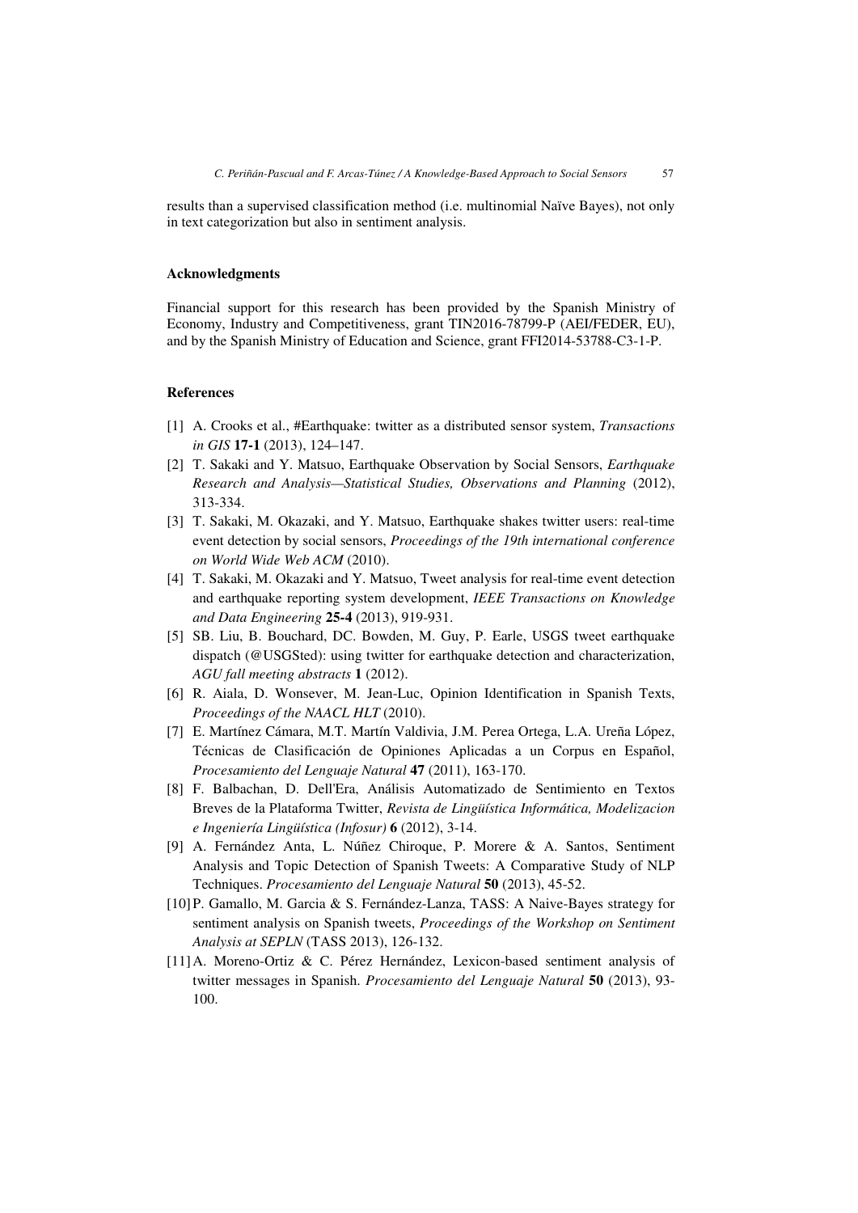results than a supervised classification method (i.e. multinomial Naïve Bayes), not only in text categorization but also in sentiment analysis.

## Acknowledgments

Financial support for this research has been provided by the Spanish Ministry of Economy, Industry and Competitiveness, grant TIN2016-78799-P (AEI/FEDER, EU), and by the Spanish Ministry of Education and Science, grant FFI2014-53788-C3-1-P.

## References

[1] A. Crooks et al., #Earthquake: twitter as a distributed sensor system, *Transactions in GIS* **17-1** (2013), 124–147.

[2] T. Sakaki and Y. Matsuo, Earthquake Observation by Social Sensors, *Earthquake Research and Analysis—Statistical Studies, Observations and Planning* (2012), 313-334.

[3] T. Sakaki, M. Okazaki, and Y. Matsuo, Earthquake shakes twitter users: real-time event detection by social sensors, *Proceedings of the 19th international conference on World Wide Web ACM* (2010).

[4] T. Sakaki, M. Okazaki and Y. Matsuo, Tweet analysis for real-time event detection and earthquake reporting system development, *IEEE Transactions on Knowledge and Data Engineering* **25-4** (2013), 919-931.

[5] SB. Liu, B. Bouchard, DC. Bowden, M. Guy, P. Earle, USGS tweet earthquake dispatch (@USGSted): using twitter for earthquake detection and characterization, *AGU fall meeting abstracts* **1** (2012).

[6] R. Aiala, D. Wonsever, M. Jean-Luc, Opinion Identification in Spanish Texts, *Proceedings of the NAACL HLT* (2010).

[7] E. Martínez Cámara, M.T. Martín Valdivia, J.M. Perea Ortega, L.A. Ureña López, Técnicas de Clasificación de Opiniones Aplicadas a un Corpus en Español, *Procesamiento del Lenguaje Natural* **47** (2011), 163-170.

[8] F. Balbachan, D. Dell'Era, Análisis Automatizado de Sentimiento en Textos Breves de la Plataforma Twitter, *Revista de Lingüística Informática, Modelizacion e Ingeniería Lingüística (Infosur)* **6** (2012), 3-14.

[9] A. Fernández Anta, L. Núñez Chiroque, P. Morere & A. Santos, Sentiment Analysis and Topic Detection of Spanish Tweets: A Comparative Study of NLP Techniques. *Procesamiento del Lenguaje Natural* **50** (2013), 45-52.

[10] P. Gamallo, M. Garcia & S. Fernández-Lanza, TASS: A Naive-Bayes strategy for sentiment analysis on Spanish tweets, *Proceedings of the Workshop on Sentiment Analysis at SEPLN* (TASS 2013), 126-132.

[11] A. Moreno-Ortiz & C. Pérez Hernández, Lexicon-based sentiment analysis of twitter messages in Spanish. *Procesamiento del Lenguaje Natural* **50** (2013), 93-100.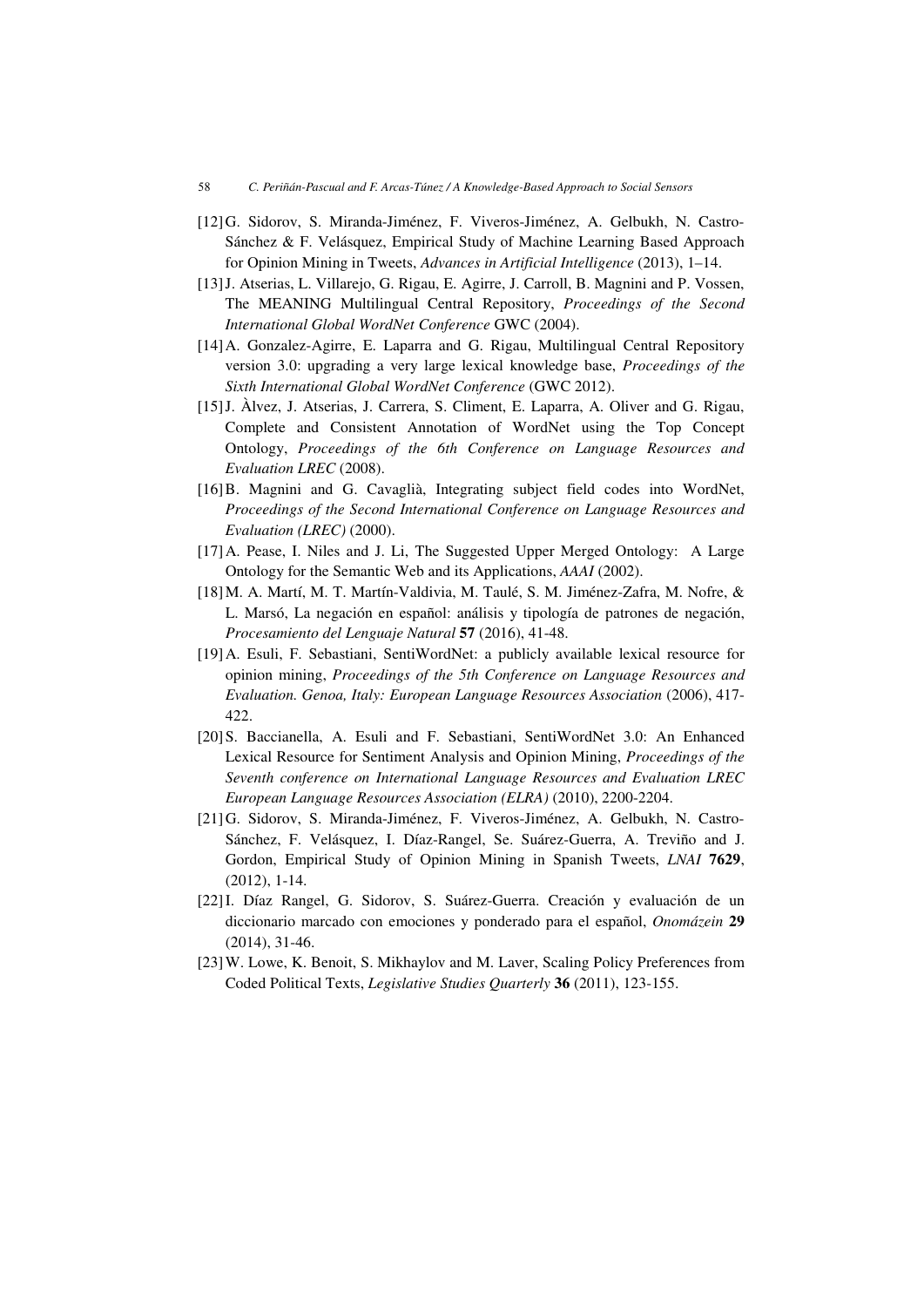[12] G. Sidorov, S. Miranda-Jiménez, F. Viveros-Jiménez, A. Gelbukh, N. Castro-Sánchez & F. Velásquez, Empirical Study of Machine Learning Based Approach for Opinion Mining in Tweets, *Advances in Artificial Intelligence* (2013), 1–14.

[13] J. Atserias, L. Villarejo, G. Rigau, E. Agirre, J. Carroll, B. Magnini and P. Vossen, The MEANING Multilingual Central Repository, *Proceedings of the Second International Global WordNet Conference* GWC (2004).

[14] A. Gonzalez-Agirre, E. Laparra and G. Rigau, Multilingual Central Repository version 3.0: upgrading a very large lexical knowledge base, *Proceedings of the Sixth International Global WordNet Conference* (GWC 2012).

[15] J. Àlvez, J. Atserias, J. Carrera, S. Climent, E. Laparra, A. Oliver and G. Rigau, Complete and Consistent Annotation of WordNet using the Top Concept Ontology, *Proceedings of the 6th Conference on Language Resources and Evaluation LREC* (2008).

[16] B. Magnini and G. Cavaglià, Integrating subject field codes into WordNet, *Proceedings of the Second International Conference on Language Resources and Evaluation (LREC)* (2000).

[17] A. Pease, I. Niles and J. Li, The Suggested Upper Merged Ontology: A Large Ontology for the Semantic Web and its Applications, *AAAI* (2002).

[18] M. A. Martí, M. T. Martín-Valdivia, M. Taulé, S. M. Jiménez-Zafra, M. Nofre, & L. Marsó, La negación en español: análisis y tipología de patrones de negación, *Procesamiento del Lenguaje Natural* **57** (2016), 41-48.

[19] A. Esuli, F. Sebastiani, SentiWordNet: a publicly available lexical resource for opinion mining, *Proceedings of the 5th Conference on Language Resources and Evaluation. Genoa, Italy: European Language Resources Association* (2006), 417-422.

[20] S. Baccianella, A. Esuli and F. Sebastiani, SentiWordNet 3.0: An Enhanced Lexical Resource for Sentiment Analysis and Opinion Mining, *Proceedings of the Seventh conference on International Language Resources and Evaluation LREC European Language Resources Association (ELRA)* (2010), 2200-2204.

[21] G. Sidorov, S. Miranda-Jiménez, F. Viveros-Jiménez, A. Gelbukh, N. Castro-Sánchez, F. Velásquez, I. Díaz-Rangel, Se. Suárez-Guerra, A. Treviño and J. Gordon, Empirical Study of Opinion Mining in Spanish Tweets, *LNAI* **7629**, (2012), 1-14.

[22] I. Díaz Rangel, G. Sidorov, S. Suárez-Guerra. Creación y evaluación de un diccionario marcado con emociones y ponderado para el español, *Onomázein* **29** (2014), 31-46.

[23] W. Lowe, K. Benoit, S. Mikhaylov and M. Laver, Scaling Policy Preferences from Coded Political Texts, *Legislative Studies Quarterly* **36** (2011), 123-155.